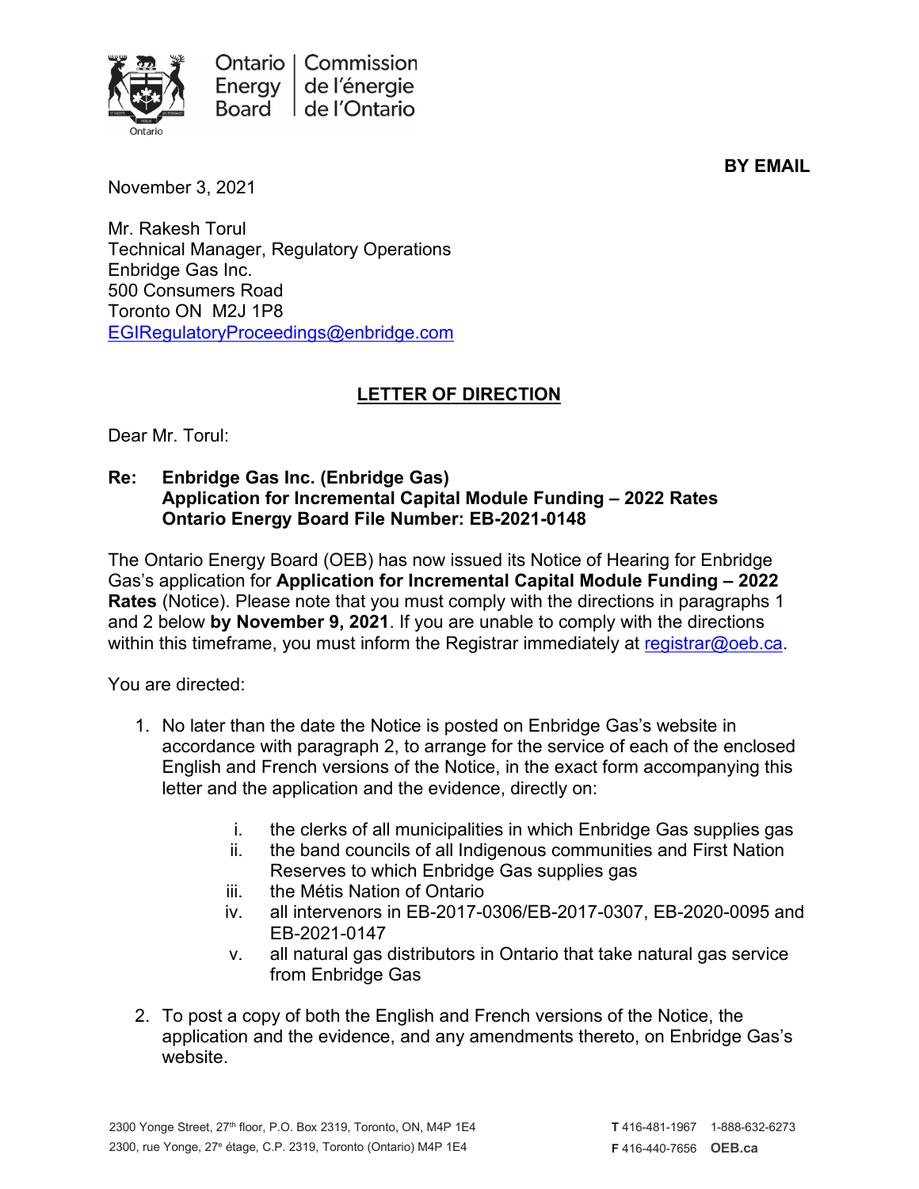Ontario Energy Board | Commission de l'énergie de l'Ontario

**BY EMAIL**

November 3, 2021

Mr. Rakesh Torul
Technical Manager, Regulatory Operations
Enbridge Gas Inc.
500 Consumers Road
Toronto ON M2J 1P8
EGIRegulatoryProceedings@enbridge.com

## LETTER OF DIRECTION

Dear Mr. Torul:

**Re: Enbridge Gas Inc. (Enbridge Gas)**
**Application for Incremental Capital Module Funding – 2022 Rates**
**Ontario Energy Board File Number: EB-2021-0148**

The Ontario Energy Board (OEB) has now issued its Notice of Hearing for Enbridge Gas's application for **Application for Incremental Capital Module Funding – 2022 Rates** (Notice). Please note that you must comply with the directions in paragraphs 1 and 2 below **by November 9, 2021**. If you are unable to comply with the directions within this timeframe, you must inform the Registrar immediately at registrar@oeb.ca.

You are directed:

1. No later than the date the Notice is posted on Enbridge Gas's website in accordance with paragraph 2, to arrange for the service of each of the enclosed English and French versions of the Notice, in the exact form accompanying this letter and the application and the evidence, directly on:

    i. the clerks of all municipalities in which Enbridge Gas supplies gas
    ii. the band councils of all Indigenous communities and First Nation Reserves to which Enbridge Gas supplies gas
    iii. the Métis Nation of Ontario
    iv. all intervenors in EB-2017-0306/EB-2017-0307, EB-2020-0095 and EB-2021-0147
    v. all natural gas distributors in Ontario that take natural gas service from Enbridge Gas

2. To post a copy of both the English and French versions of the Notice, the application and the evidence, and any amendments thereto, on Enbridge Gas's website.

2300 Yonge Street, 27th floor, P.O. Box 2319, Toronto, ON, M4P 1E4
2300, rue Yonge, 27e étage, C.P. 2319, Toronto (Ontario) M4P 1E4

T 416-481-1967 1-888-632-6273
F 416-440-7656 OEB.ca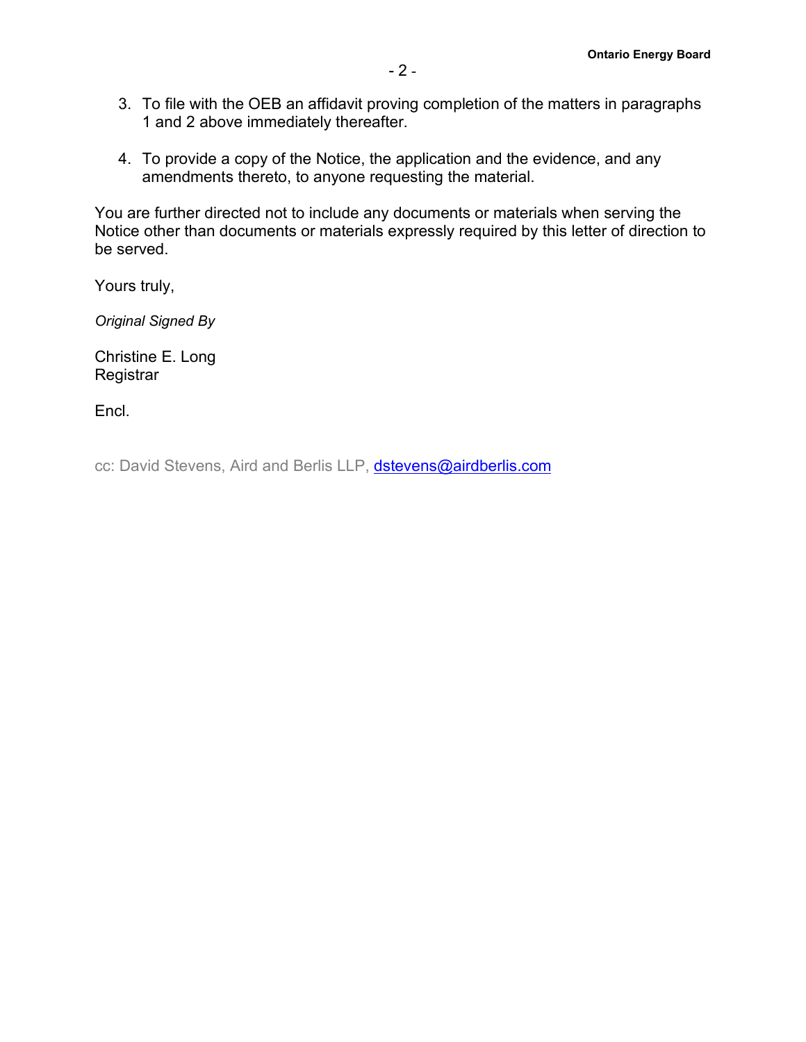3. To file with the OEB an affidavit proving completion of the matters in paragraphs 1 and 2 above immediately thereafter.

4. To provide a copy of the Notice, the application and the evidence, and any amendments thereto, to anyone requesting the material.

You are further directed not to include any documents or materials when serving the Notice other than documents or materials expressly required by this letter of direction to be served.

Yours truly,

*Original Signed By*

Christine E. Long
Registrar

Encl.

cc: David Stevens, Aird and Berlis LLP, dstevens@airdberlis.com